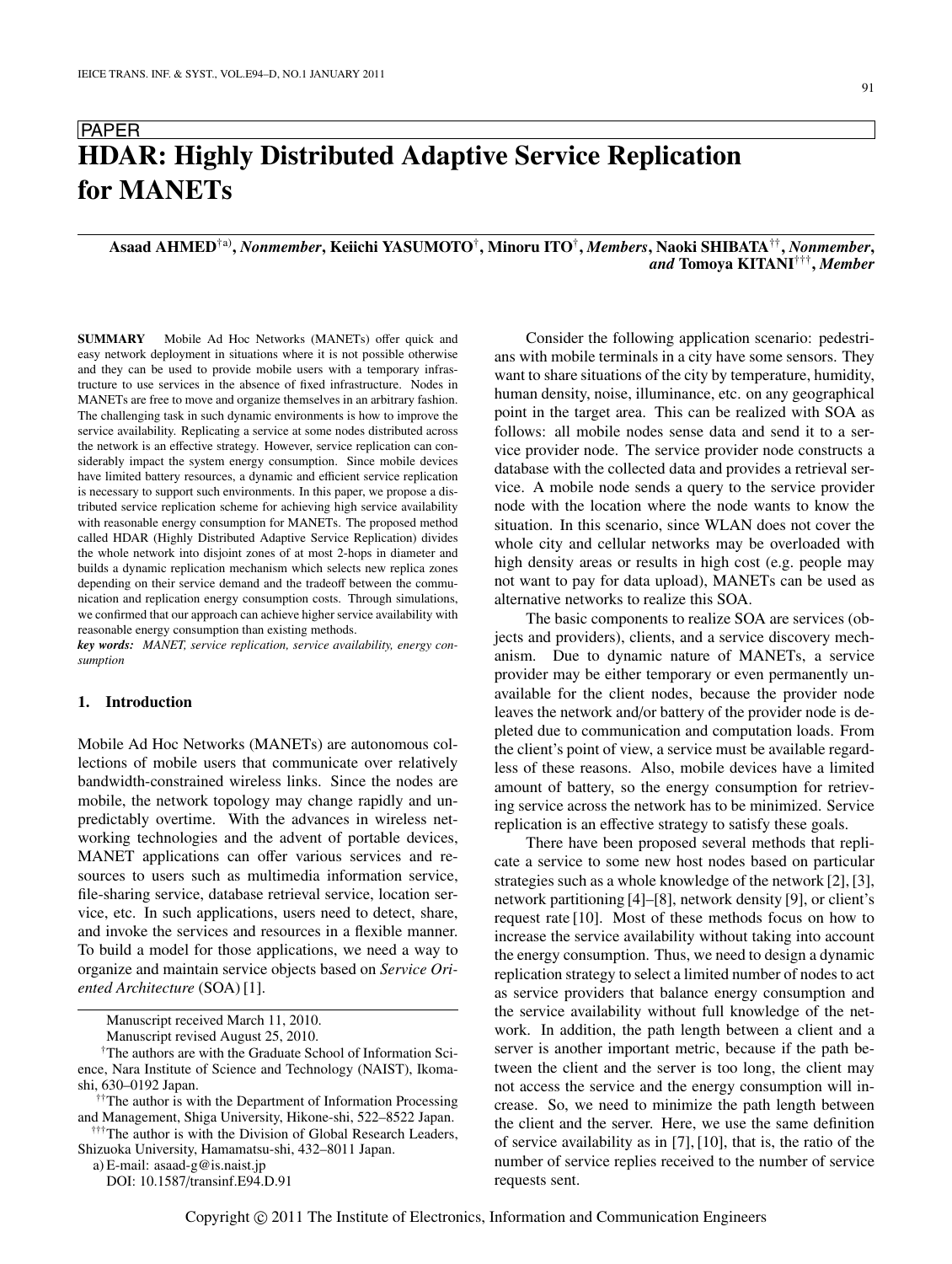PAPER

# HDAR: Highly Distributed Adaptive Service Replication for MANETs

**Asaad AHMED**[†a)], *Nonmember*, **Keiichi YASUMOTO**[†], **Minoru ITO**[†], *Members*, **Naoki SHIBATA**[††], *Nonmember*, *and* **Tomoya KITANI**[†††], *Member*

**SUMMARY** Mobile Ad Hoc Networks (MANETs) offer quick and easy network deployment in situations where it is not possible otherwise and they can be used to provide mobile users with a temporary infrastructure to use services in the absence of fixed infrastructure. Nodes in MANETs are free to move and organize themselves in an arbitrary fashion. The challenging task in such dynamic environments is how to improve the service availability. Replicating a service at some nodes distributed across the network is an effective strategy. However, service replication can considerably impact the system energy consumption. Since mobile devices have limited battery resources, a dynamic and efficient service replication is necessary to support such environments. In this paper, we propose a distributed service replication scheme for achieving high service availability with reasonable energy consumption for MANETs. The proposed method called HDAR (Highly Distributed Adaptive Service Replication) divides the whole network into disjoint zones of at most 2-hops in diameter and builds a dynamic replication mechanism which selects new replica zones depending on their service demand and the tradeoff between the communication and replication energy consumption costs. Through simulations, we confirmed that our approach can achieve higher service availability with reasonable energy consumption than existing methods.

***key words:*** *MANET, service replication, service availability, energy consumption*

## 1. Introduction

Mobile Ad Hoc Networks (MANETs) are autonomous collections of mobile users that communicate over relatively bandwidth-constrained wireless links. Since the nodes are mobile, the network topology may change rapidly and unpredictably overtime. With the advances in wireless networking technologies and the advent of portable devices, MANET applications can offer various services and resources to users such as multimedia information service, file-sharing service, database retrieval service, location service, etc. In such applications, users need to detect, share, and invoke the services and resources in a flexible manner. To build a model for those applications, we need a way to organize and maintain service objects based on *Service Oriented Architecture* (SOA) [1].

Consider the following application scenario: pedestrians with mobile terminals in a city have some sensors. They want to share situations of the city by temperature, humidity, human density, noise, illuminance, etc. on any geographical point in the target area. This can be realized with SOA as follows: all mobile nodes sense data and send it to a service provider node. The service provider node constructs a database with the collected data and provides a retrieval service. A mobile node sends a query to the service provider node with the location where the node wants to know the situation. In this scenario, since WLAN does not cover the whole city and cellular networks may be overloaded with high density areas or results in high cost (e.g. people may not want to pay for data upload), MANETs can be used as alternative networks to realize this SOA.

The basic components to realize SOA are services (objects and providers), clients, and a service discovery mechanism. Due to dynamic nature of MANETs, a service provider may be either temporary or even permanently unavailable for the client nodes, because the provider node leaves the network and/or battery of the provider node is depleted due to communication and computation loads. From the client's point of view, a service must be available regardless of these reasons. Also, mobile devices have a limited amount of battery, so the energy consumption for retrieving service across the network has to be minimized. Service replication is an effective strategy to satisfy these goals.

There have been proposed several methods that replicate a service to some new host nodes based on particular strategies such as a whole knowledge of the network [2], [3], network partitioning [4]–[8], network density [9], or client's request rate [10]. Most of these methods focus on how to increase the service availability without taking into account the energy consumption. Thus, we need to design a dynamic replication strategy to select a limited number of nodes to act as service providers that balance energy consumption and the service availability without full knowledge of the network. In addition, the path length between a client and a server is another important metric, because if the path between the client and the server is too long, the client may not access the service and the energy consumption will increase. So, we need to minimize the path length between the client and the server. Here, we use the same definition of service availability as in [7], [10], that is, the ratio of the number of service replies received to the number of service requests sent.

Manuscript received March 11, 2010.

Manuscript revised August 25, 2010.

[†]The authors are with the Graduate School of Information Science, Nara Institute of Science and Technology (NAIST), Ikoma-shi, 630–0192 Japan.

[††]The author is with the Department of Information Processing and Management, Shiga University, Hikone-shi, 522–8522 Japan.

[†††]The author is with the Division of Global Research Leaders, Shizuoka University, Hamamatsu-shi, 432–8011 Japan.

a) E-mail: asaad-g@is.naist.jp

DOI: 10.1587/transinf.E94.D.91

Copyright © 2011 The Institute of Electronics, Information and Communication Engineers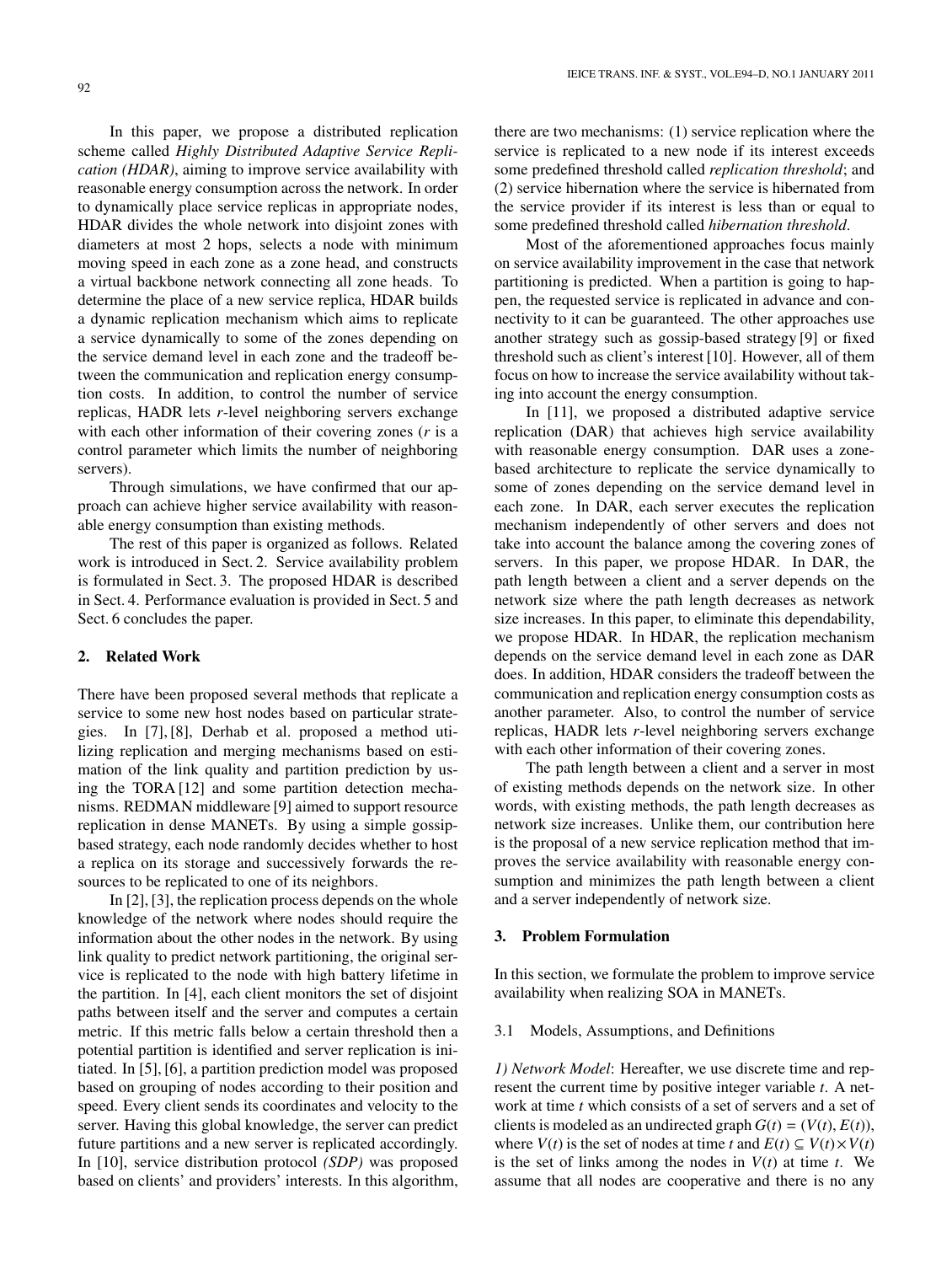In this paper, we propose a distributed replication scheme called *Highly Distributed Adaptive Service Replication (HDAR)*, aiming to improve service availability with reasonable energy consumption across the network. In order to dynamically place service replicas in appropriate nodes, HDAR divides the whole network into disjoint zones with diameters at most 2 hops, selects a node with minimum moving speed in each zone as a zone head, and constructs a virtual backbone network connecting all zone heads. To determine the place of a new service replica, HDAR builds a dynamic replication mechanism which aims to replicate a service dynamically to some of the zones depending on the service demand level in each zone and the tradeoff between the communication and replication energy consumption costs. In addition, to control the number of service replicas, HADR lets *r*-level neighboring servers exchange with each other information of their covering zones (*r* is a control parameter which limits the number of neighboring servers).

Through simulations, we have confirmed that our approach can achieve higher service availability with reasonable energy consumption than existing methods.

The rest of this paper is organized as follows. Related work is introduced in Sect. 2. Service availability problem is formulated in Sect. 3. The proposed HDAR is described in Sect. 4. Performance evaluation is provided in Sect. 5 and Sect. 6 concludes the paper.

## 2. Related Work

There have been proposed several methods that replicate a service to some new host nodes based on particular strategies. In [7], [8], Derhab et al. proposed a method utilizing replication and merging mechanisms based on estimation of the link quality and partition prediction by using the TORA [12] and some partition detection mechanisms. REDMAN middleware [9] aimed to support resource replication in dense MANETs. By using a simple gossip-based strategy, each node randomly decides whether to host a replica on its storage and successively forwards the resources to be replicated to one of its neighbors.

In [2], [3], the replication process depends on the whole knowledge of the network where nodes should require the information about the other nodes in the network. By using link quality to predict network partitioning, the original service is replicated to the node with high battery lifetime in the partition. In [4], each client monitors the set of disjoint paths between itself and the server and computes a certain metric. If this metric falls below a certain threshold then a potential partition is identified and server replication is initiated. In [5], [6], a partition prediction model was proposed based on grouping of nodes according to their position and speed. Every client sends its coordinates and velocity to the server. Having this global knowledge, the server can predict future partitions and a new server is replicated accordingly. In [10], service distribution protocol *(SDP)* was proposed based on clients' and providers' interests. In this algorithm, there are two mechanisms: (1) service replication where the service is replicated to a new node if its interest exceeds some predefined threshold called *replication threshold*; and (2) service hibernation where the service is hibernated from the service provider if its interest is less than or equal to some predefined threshold called *hibernation threshold*.

Most of the aforementioned approaches focus mainly on service availability improvement in the case that network partitioning is predicted. When a partition is going to happen, the requested service is replicated in advance and connectivity to it can be guaranteed. The other approaches use another strategy such as gossip-based strategy [9] or fixed threshold such as client's interest [10]. However, all of them focus on how to increase the service availability without taking into account the energy consumption.

In [11], we proposed a distributed adaptive service replication (DAR) that achieves high service availability with reasonable energy consumption. DAR uses a zone-based architecture to replicate the service dynamically to some of zones depending on the service demand level in each zone. In DAR, each server executes the replication mechanism independently of other servers and does not take into account the balance among the covering zones of servers. In this paper, we propose HDAR. In DAR, the path length between a client and a server depends on the network size where the path length decreases as network size increases. In this paper, to eliminate this dependability, we propose HDAR. In HDAR, the replication mechanism depends on the service demand level in each zone as DAR does. In addition, HDAR considers the tradeoff between the communication and replication energy consumption costs as another parameter. Also, to control the number of service replicas, HADR lets *r*-level neighboring servers exchange with each other information of their covering zones.

The path length between a client and a server in most of existing methods depends on the network size. In other words, with existing methods, the path length decreases as network size increases. Unlike them, our contribution here is the proposal of a new service replication method that improves the service availability with reasonable energy consumption and minimizes the path length between a client and a server independently of network size.

## 3. Problem Formulation

In this section, we formulate the problem to improve service availability when realizing SOA in MANETs.

### 3.1 Models, Assumptions, and Definitions

*1) Network Model*: Hereafter, we use discrete time and represent the current time by positive integer variable $t$. A network at time $t$ which consists of a set of servers and a set of clients is modeled as an undirected graph $G(t) = (V(t), E(t))$, where $V(t)$ is the set of nodes at time $t$ and $E(t) \subseteq V(t) \times V(t)$ is the set of links among the nodes in $V(t)$ at time $t$. We assume that all nodes are cooperative and there is no any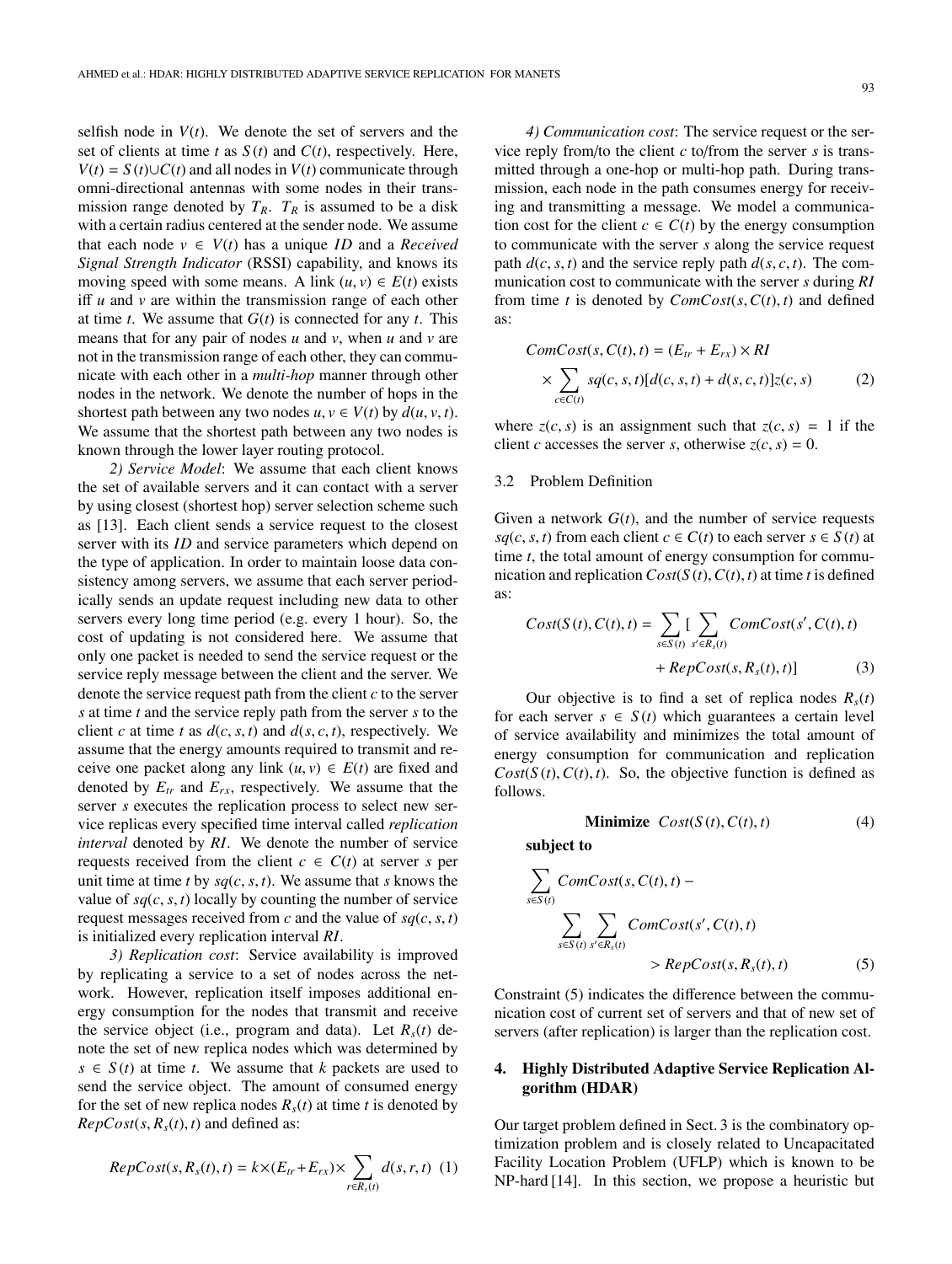selfish node in $V(t)$. We denote the set of servers and the set of clients at time $t$ as $S(t)$ and $C(t)$, respectively. Here, $V(t) = S(t) \cup C(t)$ and all nodes in $V(t)$ communicate through omni-directional antennas with some nodes in their transmission range denoted by $T_R$. $T_R$ is assumed to be a disk with a certain radius centered at the sender node. We assume that each node $v \in V(t)$ has a unique *ID* and a *Received Signal Strength Indicator* (RSSI) capability, and knows its moving speed with some means. A link $(u, v) \in E(t)$ exists iff $u$ and $v$ are within the transmission range of each other at time $t$. We assume that $G(t)$ is connected for any $t$. This means that for any pair of nodes $u$ and $v$, when $u$ and $v$ are not in the transmission range of each other, they can communicate with each other in a *multi-hop* manner through other nodes in the network. We denote the number of hops in the shortest path between any two nodes $u, v \in V(t)$ by $d(u, v, t)$. We assume that the shortest path between any two nodes is known through the lower layer routing protocol.

*2) Service Model*: We assume that each client knows the set of available servers and it can contact with a server by using closest (shortest hop) server selection scheme such as [13]. Each client sends a service request to the closest server with its *ID* and service parameters which depend on the type of application. In order to maintain loose data consistency among servers, we assume that each server periodically sends an update request including new data to other servers every long time period (e.g. every 1 hour). So, the cost of updating is not considered here. We assume that only one packet is needed to send the service request or the service reply message between the client and the server. We denote the service request path from the client $c$ to the server $s$ at time $t$ and the service reply path from the server $s$ to the client $c$ at time $t$ as $d(c, s, t)$ and $d(s, c, t)$, respectively. We assume that the energy amounts required to transmit and receive one packet along any link $(u, v) \in E(t)$ are fixed and denoted by $E_{tr}$ and $E_{rx}$, respectively. We assume that the server $s$ executes the replication process to select new service replicas every specified time interval called *replication interval* denoted by *RI*. We denote the number of service requests received from the client $c \in C(t)$ at server $s$ per unit time at time $t$ by $sq(c, s, t)$. We assume that $s$ knows the value of $sq(c, s, t)$ locally by counting the number of service request messages received from $c$ and the value of $sq(c, s, t)$ is initialized every replication interval *RI*.

*3) Replication cost*: Service availability is improved by replicating a service to a set of nodes across the network. However, replication itself imposes additional energy consumption for the nodes that transmit and receive the service object (i.e., program and data). Let $R_s(t)$ denote the set of new replica nodes which was determined by $s \in S(t)$ at time $t$. We assume that $k$ packets are used to send the service object. The amount of consumed energy for the set of new replica nodes $R_s(t)$ at time $t$ is denoted by $RepCost(s, R_s(t), t)$ and defined as:

$$RepCost(s, R_s(t), t) = k \times (E_{tr} + E_{rx}) \times \sum_{r \in R_s(t)} d(s, r, t) \quad (1)$$

*4) Communication cost*: The service request or the service reply from/to the client $c$ to/from the server $s$ is transmitted through a one-hop or multi-hop path. During transmission, each node in the path consumes energy for receiving and transmitting a message. We model a communication cost for the client $c \in C(t)$ by the energy consumption to communicate with the server $s$ along the service request path $d(c, s, t)$ and the service reply path $d(s, c, t)$. The communication cost to communicate with the server $s$ during *RI* from time $t$ is denoted by $ComCost(s, C(t), t)$ and defined as:

$$ComCost(s, C(t), t) = (E_{tr} + E_{rx}) \times RI \times \sum_{c \in C(t)} sq(c, s, t)[d(c, s, t) + d(s, c, t)]z(c, s) \quad (2)$$

where $z(c, s)$ is an assignment such that $z(c, s) = 1$ if the client $c$ accesses the server $s$, otherwise $z(c, s) = 0$.

### 3.2 Problem Definition

Given a network $G(t)$, and the number of service requests $sq(c, s, t)$ from each client $c \in C(t)$ to each server $s \in S(t)$ at time $t$, the total amount of energy consumption for communication and replication $Cost(S(t), C(t), t)$ at time $t$ is defined as:

$$Cost(S(t), C(t), t) = \sum_{s \in S(t)} [\sum_{s' \in R_s(t)} ComCost(s', C(t), t) + RepCost(s, R_s(t), t)] \quad (3)$$

Our objective is to find a set of replica nodes $R_s(t)$ for each server $s \in S(t)$ which guarantees a certain level of service availability and minimizes the total amount of energy consumption for communication and replication $Cost(S(t), C(t), t)$. So, the objective function is defined as follows.

$$\textbf{Minimize} \;\; Cost(S(t), C(t), t) \quad (4)$$

**subject to**

$$\sum_{s \in S(t)} ComCost(s, C(t), t) - \sum_{s \in S(t)} \sum_{s' \in R_s(t)} ComCost(s', C(t), t) > RepCost(s, R_s(t), t) \quad (5)$$

Constraint (5) indicates the difference between the communication cost of current set of servers and that of new set of servers (after replication) is larger than the replication cost.

## 4. Highly Distributed Adaptive Service Replication Algorithm (HDAR)

Our target problem defined in Sect. 3 is the combinatory optimization problem and is closely related to Uncapacitated Facility Location Problem (UFLP) which is known to be NP-hard [14]. In this section, we propose a heuristic but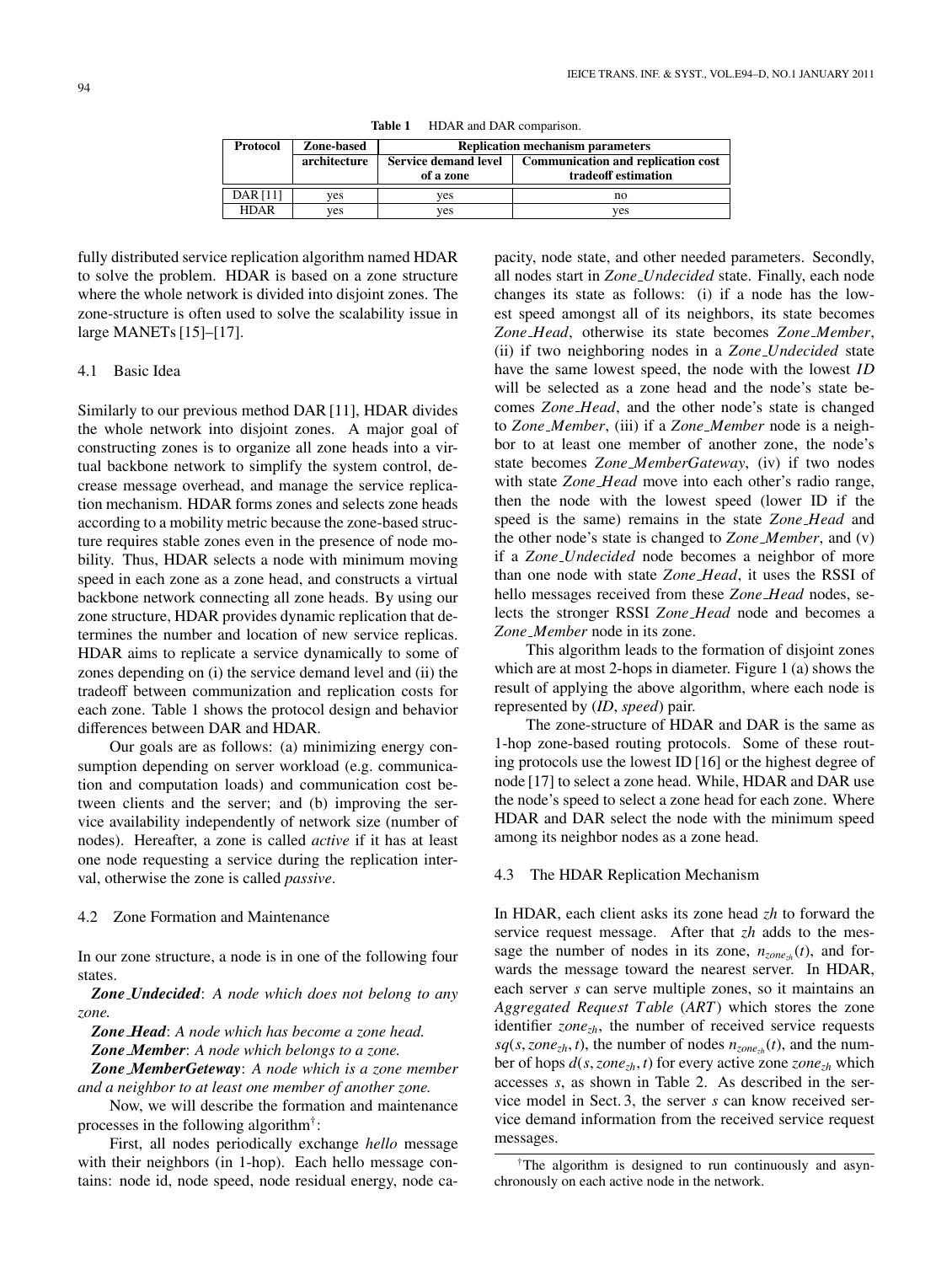**Table 1** HDAR and DAR comparison.

| Protocol | Zone-based architecture | Replication mechanism parameters | |
|---|---|---|---|
| | | Service demand level of a zone | Communication and replication cost tradeoff estimation |
| DAR [11] | yes | yes | no |
| HDAR | yes | yes | yes |

fully distributed service replication algorithm named HDAR to solve the problem. HDAR is based on a zone structure where the whole network is divided into disjoint zones. The zone-structure is often used to solve the scalability issue in large MANETs [15]–[17].

### 4.1 Basic Idea

Similarly to our previous method DAR [11], HDAR divides the whole network into disjoint zones. A major goal of constructing zones is to organize all zone heads into a virtual backbone network to simplify the system control, decrease message overhead, and manage the service replication mechanism. HDAR forms zones and selects zone heads according to a mobility metric because the zone-based structure requires stable zones even in the presence of node mobility. Thus, HDAR selects a node with minimum moving speed in each zone as a zone head, and constructs a virtual backbone network connecting all zone heads. By using our zone structure, HDAR provides dynamic replication that determines the number and location of new service replicas. HDAR aims to replicate a service dynamically to some of zones depending on (i) the service demand level and (ii) the tradeoff between communization and replication costs for each zone. Table 1 shows the protocol design and behavior differences between DAR and HDAR.

Our goals are as follows: (a) minimizing energy consumption depending on server workload (e.g. communication and computation loads) and communication cost between clients and the server; and (b) improving the service availability independently of network size (number of nodes). Hereafter, a zone is called *active* if it has at least one node requesting a service during the replication interval, otherwise the zone is called *passive*.

### 4.2 Zone Formation and Maintenance

In our zone structure, a node is in one of the following four states.

***Zone_Undecided***: *A node which does not belong to any zone.*

***Zone_Head***: *A node which has become a zone head.*

***Zone_Member***: *A node which belongs to a zone.*

***Zone_MemberGeteway***: *A node which is a zone member and a neighbor to at least one member of another zone.*

Now, we will describe the formation and maintenance processes in the following algorithm[†]:

First, all nodes periodically exchange *hello* message with their neighbors (in 1-hop). Each hello message contains: node id, node speed, node residual energy, node capacity, node state, and other needed parameters. Secondly, all nodes start in *Zone_Undecided* state. Finally, each node changes its state as follows: (i) if a node has the lowest speed amongst all of its neighbors, its state becomes *Zone_Head*, otherwise its state becomes *Zone_Member*, (ii) if two neighboring nodes in a *Zone_Undecided* state have the same lowest speed, the node with the lowest *ID* will be selected as a zone head and the node's state becomes *Zone_Head*, and the other node's state is changed to *Zone_Member*, (iii) if a *Zone_Member* node is a neighbor to at least one member of another zone, the node's state becomes *Zone_MemberGateway*, (iv) if two nodes with state *Zone_Head* move into each other's radio range, then the node with the lowest speed (lower ID if the speed is the same) remains in the state *Zone_Head* and the other node's state is changed to *Zone_Member*, and (v) if a *Zone_Undecided* node becomes a neighbor of more than one node with state *Zone_Head*, it uses the RSSI of hello messages received from these *Zone_Head* nodes, selects the stronger RSSI *Zone_Head* node and becomes a *Zone_Member* node in its zone.

This algorithm leads to the formation of disjoint zones which are at most 2-hops in diameter. Figure 1 (a) shows the result of applying the above algorithm, where each node is represented by (*ID*, *speed*) pair.

The zone-structure of HDAR and DAR is the same as 1-hop zone-based routing protocols. Some of these routing protocols use the lowest ID [16] or the highest degree of node [17] to select a zone head. While, HDAR and DAR use the node's speed to select a zone head for each zone. Where HDAR and DAR select the node with the minimum speed among its neighbor nodes as a zone head.

### 4.3 The HDAR Replication Mechanism

In HDAR, each client asks its zone head $zh$ to forward the service request message. After that $zh$ adds to the message the number of nodes in its zone, $n_{zone_{zh}}(t)$, and forwards the message toward the nearest server. In HDAR, each server $s$ can serve multiple zones, so it maintains an $Aggregated\ Request\ Table$ ($ART$) which stores the zone identifier $zone_{zh}$, the number of received service requests $sq(s, zone_{zh}, t)$, the number of nodes $n_{zone_{zh}}(t)$, and the number of hops $d(s, zone_{zh}, t)$ for every active zone $zone_{zh}$ which accesses $s$, as shown in Table 2. As described in the service model in Sect. 3, the server $s$ can know received service demand information from the received service request messages.

[†]The algorithm is designed to run continuously and asynchronously on each active node in the network.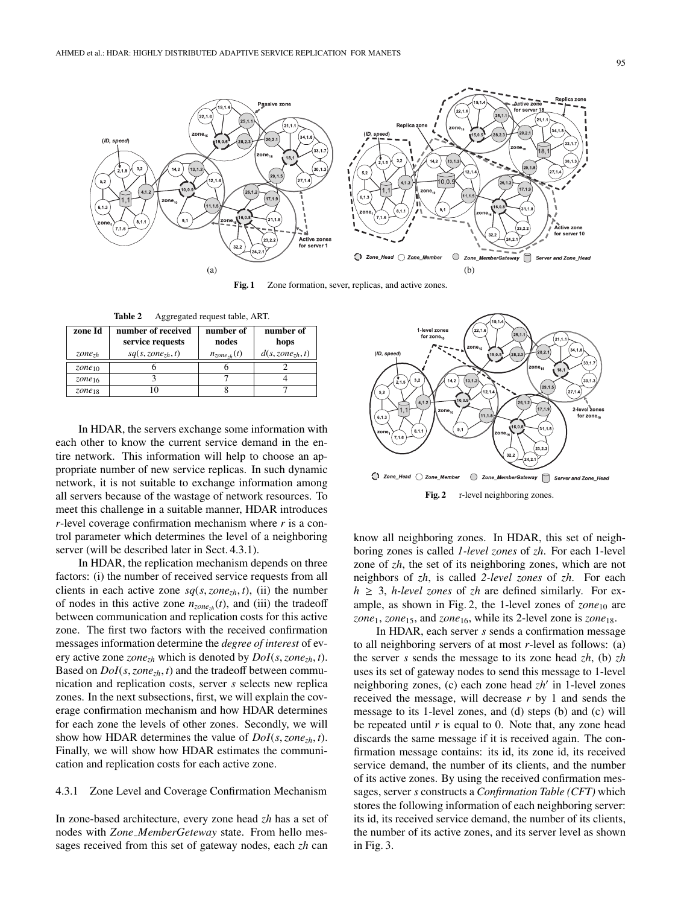Fig. 1 Zone formation, sever, replicas, and active zones.

**Table 2** Aggregated request table, ART.

| zone Id $zone_{zh}$ | number of received service requests $sq(s, zone_{zh}, t)$ | number of nodes $n_{zone_{zh}}(t)$ | number of hops $d(s, zone_{zh}, t)$ |
|---|---|---|---|
| $zone_{10}$ | 6 | 6 | 2 |
| $zone_{16}$ | 3 | 7 | 4 |
| $zone_{18}$ | 10 | 8 | 7 |

In HDAR, the servers exchange some information with each other to know the current service demand in the entire network. This information will help to choose an appropriate number of new service replicas. In such dynamic network, it is not suitable to exchange information among all servers because of the wastage of network resources. To meet this challenge in a suitable manner, HDAR introduces *r*-level coverage confirmation mechanism where *r* is a control parameter which determines the level of a neighboring server (will be described later in Sect. 4.3.1).

In HDAR, the replication mechanism depends on three factors: (i) the number of received service requests from all clients in each active zone $sq(s, zone_{zh}, t)$, (ii) the number of nodes in this active zone $n_{zone_{zh}}(t)$, and (iii) the tradeoff between communication and replication costs for this active zone. The first two factors with the received confirmation messages information determine the *degree of interest* of every active zone $zone_{zh}$ which is denoted by $DoI(s, zone_{zh}, t)$. Based on $DoI(s, zone_{zh}, t)$ and the tradeoff between communication and replication costs, server *s* selects new replica zones. In the next subsections, first, we will explain the coverage confirmation mechanism and how HDAR determines for each zone the levels of other zones. Secondly, we will show how HDAR determines the value of $DoI(s, zone_{zh}, t)$. Finally, we will show how HDAR estimates the communication and replication costs for each active zone.

### 4.3.1 Zone Level and Coverage Confirmation Mechanism

In zone-based architecture, every zone head *zh* has a set of nodes with *Zone_MemberGeteway* state. From hello messages received from this set of gateway nodes, each *zh* can know all neighboring zones. In HDAR, this set of neighboring zones is called *1-level zones* of *zh*. For each 1-level zone of *zh*, the set of its neighboring zones, which are not neighbors of *zh*, is called *2-level zones* of *zh*. For each $h \geq 3$, *h-level zones* of *zh* are defined similarly. For example, as shown in Fig. 2, the 1-level zones of $zone_{10}$ are $zone_1$, $zone_{15}$, and $zone_{16}$, while its 2-level zone is $zone_{18}$.

Fig. 2 r-level neighboring zones.

In HDAR, each server *s* sends a confirmation message to all neighboring servers of at most *r*-level as follows: (a) the server *s* sends the message to its zone head *zh*, (b) *zh* uses its set of gateway nodes to send this message to 1-level neighboring zones, (c) each zone head $zh'$ in 1-level zones received the message, will decrease *r* by 1 and sends the message to its 1-level zones, and (d) steps (b) and (c) will be repeated until *r* is equal to 0. Note that, any zone head discards the same message if it is received again. The confirmation message contains: its id, its zone id, its received service demand, the number of its clients, and the number of its active zones. By using the received confirmation messages, server *s* constructs a *Confirmation Table (CFT)* which stores the following information of each neighboring server: its id, its received service demand, the number of its clients, the number of its active zones, and its server level as shown in Fig. 3.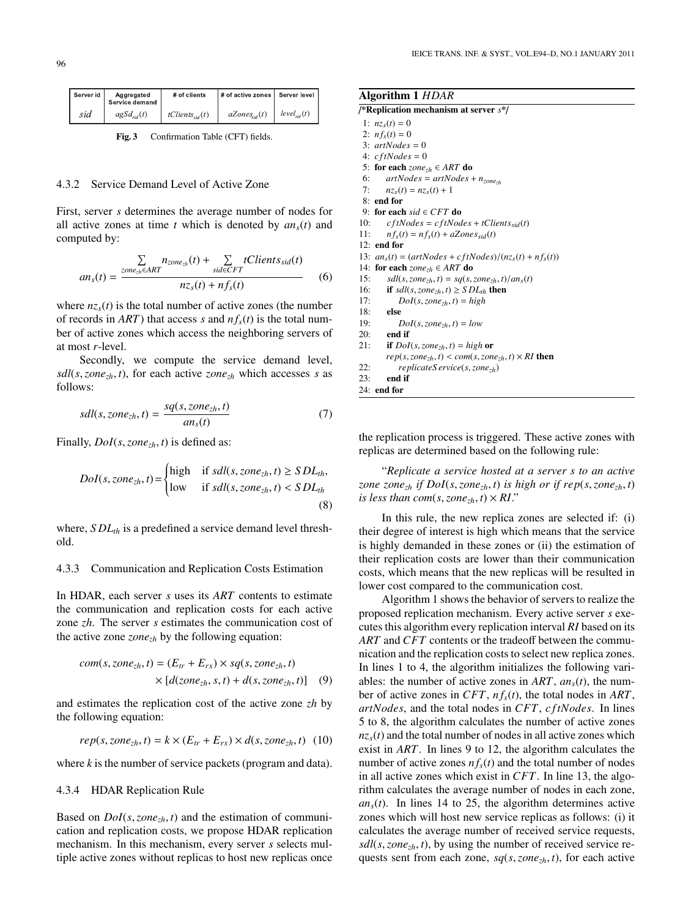| Server id | Aggregated Service demand | # of clients | # of active zones | Server level |
|---|---|---|---|---|
| $sid$ | $agSd_{sid}(t)$ | $tClients_{sid}(t)$ | $aZones_{sid}(t)$ | $level_{sid}(t)$ |

**Fig. 3** Confirmation Table (CFT) fields.

#### 4.3.2 Service Demand Level of Active Zone

First, server $s$ determines the average number of nodes for all active zones at time $t$ which is denoted by $an_s(t)$ and computed by:

$$an_s(t) = \frac{\sum_{zone_{zh} \in ART} n_{zone_{zh}}(t) + \sum_{sid \in CFT} tClients_{sid}(t)}{nz_s(t) + nf_s(t)} \quad (6)$$

where $nz_s(t)$ is the total number of active zones (the number of records in $ART$) that access $s$ and $nf_s(t)$ is the total number of active zones which access the neighboring servers of at most $r$-level.

Secondly, we compute the service demand level, $sdl(s, zone_{zh}, t)$, for each active $zone_{zh}$ which accesses $s$ as follows:

$$sdl(s, zone_{zh}, t) = \frac{sq(s, zone_{zh}, t)}{an_s(t)} \quad (7)$$

Finally, $DoI(s, zone_{zh}, t)$ is defined as:

$$DoI(s, zone_{zh}, t) = \begin{cases} \text{high} & \text{if } sdl(s, zone_{zh}, t) \geq SDL_{th}, \\ \text{low} & \text{if } sdl(s, zone_{zh}, t) < SDL_{th} \end{cases} \quad (8)$$

where, $SDL_{th}$ is a predefined a service demand level threshold.

#### 4.3.3 Communication and Replication Costs Estimation

In HDAR, each server $s$ uses its $ART$ contents to estimate the communication and replication costs for each active zone $zh$. The server $s$ estimates the communication cost of the active zone $zone_{zh}$ by the following equation:

$$com(s, zone_{zh}, t) = (E_{tr} + E_{rx}) \times sq(s, zone_{zh}, t) \times [d(zone_{zh}, s, t) + d(s, zone_{zh}, t)] \quad (9)$$

and estimates the replication cost of the active zone $zh$ by the following equation:

$$rep(s, zone_{zh}, t) = k \times (E_{tr} + E_{rx}) \times d(s, zone_{zh}, t) \quad (10)$$

where $k$ is the number of service packets (program and data).

#### 4.3.4 HDAR Replication Rule

Based on $DoI(s, zone_{zh}, t)$ and the estimation of communication and replication costs, we propose HDAR replication mechanism. In this mechanism, every server $s$ selects multiple active zones without replicas to host new replicas once the replication process is triggered. These active zones with replicas are determined based on the following rule:

"*Replicate a service hosted at a server $s$ to an active zone $zone_{zh}$ if $DoI(s, zone_{zh}, t)$ is high or if $rep(s, zone_{zh}, t)$ is less than $com(s, zone_{zh}, t) \times RI$.*"

In this rule, the new replica zones are selected if: (i) their degree of interest is high which means that the service is highly demanded in these zones or (ii) the estimation of their replication costs are lower than their communication costs, which means that the new replicas will be resulted in lower cost compared to the communication cost.

Algorithm 1 shows the behavior of servers to realize the proposed replication mechanism. Every active server $s$ executes this algorithm every replication interval $RI$ based on its $ART$ and $CFT$ contents or the tradeoff between the communication and the replication costs to select new replica zones. In lines 1 to 4, the algorithm initializes the following variables: the number of active zones in $ART$, $an_s(t)$, the number of active zones in $CFT$, $nf_s(t)$, the total nodes in $ART$, $artNodes$, and the total nodes in $CFT$, $cftNodes$. In lines 5 to 8, the algorithm calculates the number of active zones $nz_s(t)$ and the total number of nodes in all active zones which exist in $ART$. In lines 9 to 12, the algorithm calculates the number of active zones $nf_s(t)$ and the total number of nodes in all active zones which exist in $CFT$. In line 13, the algorithm calculates the average number of nodes in each zone, $an_s(t)$. In lines 14 to 25, the algorithm determines active zones which will host new service replicas as follows: (i) it calculates the average number of received service requests, $sdl(s, zone_{zh}, t)$, by using the number of received service requests sent from each zone, $sq(s, zone_{zh}, t)$, for each active

**Algorithm 1** *HDAR*

```
/*Replication mechanism at server s*/
1:  nz_s(t) = 0
2:  nf_s(t) = 0
3:  artNodes = 0
4:  cftNodes = 0
5:  for each zone_zh ∈ ART do
6:      artNodes = artNodes + n_zone_zh
7:      nz_s(t) = nz_s(t) + 1
8:  end for
9:  for each sid ∈ CFT do
10:     cftNodes = cftNodes + tClients_sid(t)
11:     nf_s(t) = nf_s(t) + aZones_sid(t)
12: end for
13: an_s(t) = (artNodes + cftNodes)/(nz_s(t) + nf_s(t))
14: for each zone_zh ∈ ART do
15:     sdl(s, zone_zh, t) = sq(s, zone_zh, t)/an_s(t)
16:     if sdl(s, zone_zh, t) ≥ SDL_th then
17:         DoI(s, zone_zh, t) = high
18:     else
19:         DoI(s, zone_zh, t) = low
20:     end if
21:     if DoI(s, zone_zh, t) = high or
        rep(s, zone_zh, t) < com(s, zone_zh, t) × RI then
22:         replicateService(s, zone_zh)
23:     end if
24: end for
```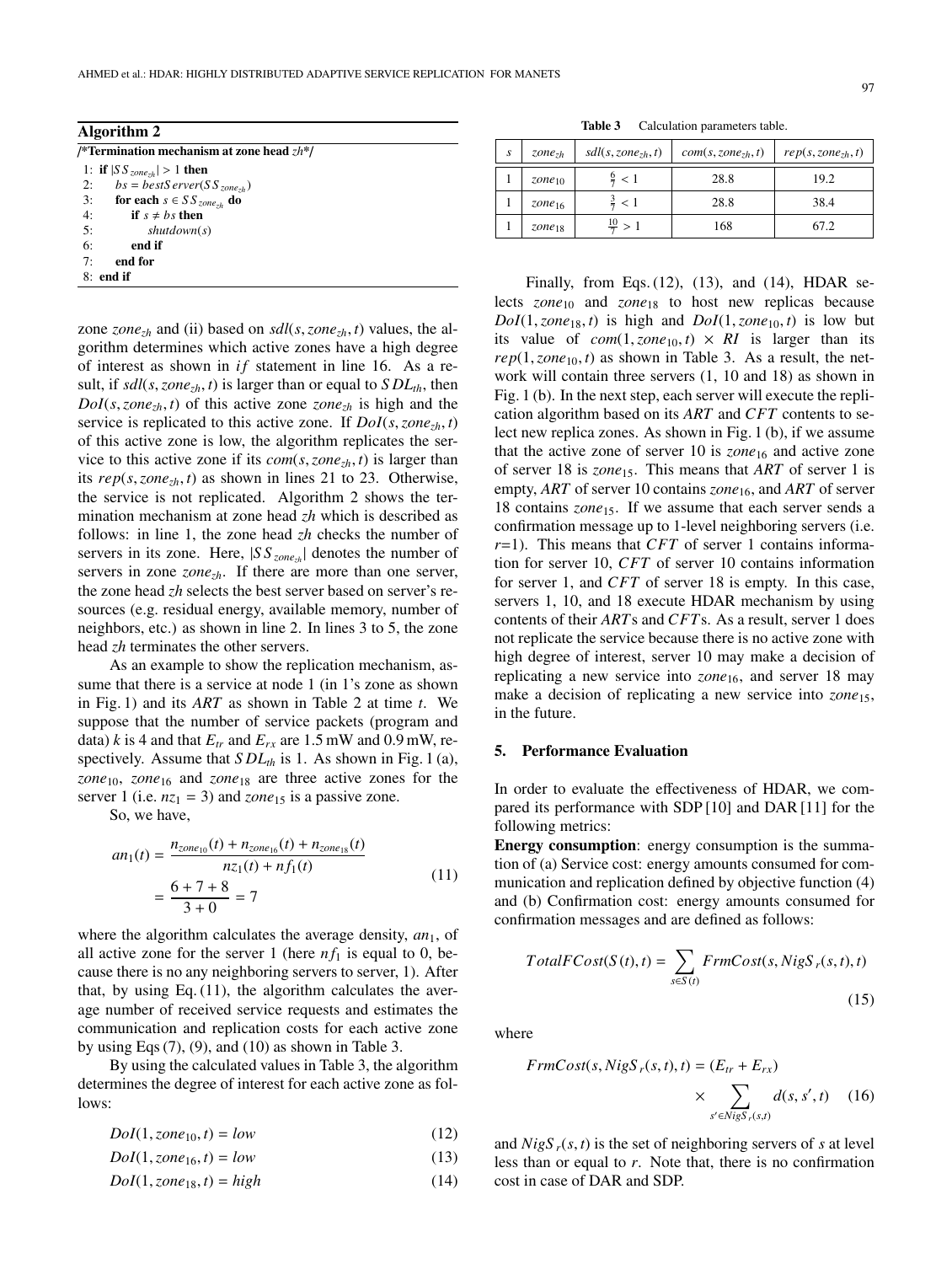**Algorithm 2**

```
/*Termination mechanism at zone head zh*/
1: if |SS_zone_zh| > 1 then
2:     bs = bestServer(SS_zone_zh)
3:     for each s ∈ SS_zone_zh do
4:         if s ≠ bs then
5:             shutdown(s)
6:         end if
7:     end for
8: end if
```

zone $zone_{zh}$ and (ii) based on $sdl(s, zone_{zh}, t)$ values, the algorithm determines which active zones have a high degree of interest as shown in *if* statement in line 16. As a result, if $sdl(s, zone_{zh}, t)$ is larger than or equal to $SDL_{th}$, then $DoI(s, zone_{zh}, t)$ of this active zone $zone_{zh}$ is high and the service is replicated to this active zone. If $DoI(s, zone_{zh}, t)$ of this active zone is low, the algorithm replicates the service to this active zone if its $com(s, zone_{zh}, t)$ is larger than its $rep(s, zone_{zh}, t)$ as shown in lines 21 to 23. Otherwise, the service is not replicated. Algorithm 2 shows the termination mechanism at zone head *zh* which is described as follows: in line 1, the zone head *zh* checks the number of servers in its zone. Here, $|SS_{zone_{zh}}|$ denotes the number of servers in zone $zone_{zh}$. If there are more than one server, the zone head *zh* selects the best server based on server's resources (e.g. residual energy, available memory, number of neighbors, etc.) as shown in line 2. In lines 3 to 5, the zone head *zh* terminates the other servers.

As an example to show the replication mechanism, assume that there is a service at node 1 (in 1's zone as shown in Fig. 1) and its *ART* as shown in Table 2 at time *t*. We suppose that the number of service packets (program and data) *k* is 4 and that $E_{tr}$ and $E_{rx}$ are 1.5 mW and 0.9 mW, respectively. Assume that $SDL_{th}$ is 1. As shown in Fig. 1 (a), $zone_{10}$, $zone_{16}$ and $zone_{18}$ are three active zones for the server 1 (i.e. $nz_1 = 3$) and $zone_{15}$ is a passive zone.

So, we have,

$$an_1(t) = \frac{n_{zone_{10}}(t) + n_{zone_{16}}(t) + n_{zone_{18}}(t)}{nz_1(t) + nf_1(t)} = \frac{6 + 7 + 8}{3 + 0} = 7 \tag{11}$$

where the algorithm calculates the average density, $an_1$, of all active zone for the server 1 (here $nf_1$ is equal to 0, because there is no any neighboring servers to server, 1). After that, by using Eq. (11), the algorithm calculates the average number of received service requests and estimates the communication and replication costs for each active zone by using Eqs (7), (9), and (10) as shown in Table 3.

By using the calculated values in Table 3, the algorithm determines the degree of interest for each active zone as follows:

$$DoI(1, zone_{10}, t) = low \tag{12}$$

$$DoI(1, zone_{16}, t) = low \tag{13}$$

$$DoI(1, zone_{18}, t) = high \tag{14}$$

**Table 3** Calculation parameters table.

| $s$ | $zone_{zh}$ | $sdl(s, zone_{zh}, t)$ | $com(s, zone_{zh}, t)$ | $rep(s, zone_{zh}, t)$ |
|---|---|---|---|---|
| 1 | $zone_{10}$ | $\frac{6}{7} < 1$ | 28.8 | 19.2 |
| 1 | $zone_{16}$ | $\frac{3}{7} < 1$ | 28.8 | 38.4 |
| 1 | $zone_{18}$ | $\frac{10}{7} > 1$ | 168 | 67.2 |

Finally, from Eqs. (12), (13), and (14), HDAR selects $zone_{10}$ and $zone_{18}$ to host new replicas because $DoI(1, zone_{18}, t)$ is high and $DoI(1, zone_{10}, t)$ is low but its value of $com(1, zone_{10}, t) \times RI$ is larger than its $rep(1, zone_{10}, t)$ as shown in Table 3. As a result, the network will contain three servers (1, 10 and 18) as shown in Fig. 1 (b). In the next step, each server will execute the replication algorithm based on its *ART* and *CFT* contents to select new replica zones. As shown in Fig. 1 (b), if we assume that the active zone of server 10 is $zone_{16}$ and active zone of server 18 is $zone_{15}$. This means that *ART* of server 1 is empty, *ART* of server 10 contains $zone_{16}$, and *ART* of server 18 contains $zone_{15}$. If we assume that each server sends a confirmation message up to 1-level neighboring servers (i.e. $r$=1). This means that *CFT* of server 1 contains information for server 10, *CFT* of server 10 contains information for server 1, and *CFT* of server 18 is empty. In this case, servers 1, 10, and 18 execute HDAR mechanism by using contents of their *ART*s and *CFT*s. As a result, server 1 does not replicate the service because there is no active zone with high degree of interest, server 10 may make a decision of replicating a new service into $zone_{16}$, and server 18 may make a decision of replicating a new service into $zone_{15}$, in the future.

## 5. Performance Evaluation

In order to evaluate the effectiveness of HDAR, we compared its performance with SDP [10] and DAR [11] for the following metrics:

**Energy consumption**: energy consumption is the summation of (a) Service cost: energy amounts consumed for communication and replication defined by objective function (4) and (b) Confirmation cost: energy amounts consumed for confirmation messages and are defined as follows:

$$TotalFCost(S(t), t) = \sum_{s \in S(t)} FrmCost(s, NigS_r(s, t), t) \tag{15}$$

where

$$FrmCost(s, NigS_r(s, t), t) = (E_{tr} + E_{rx}) \times \sum_{s' \in NigS_r(s,t)} d(s, s', t) \tag{16}$$

and $NigS_r(s, t)$ is the set of neighboring servers of $s$ at level less than or equal to $r$. Note that, there is no confirmation cost in case of DAR and SDP.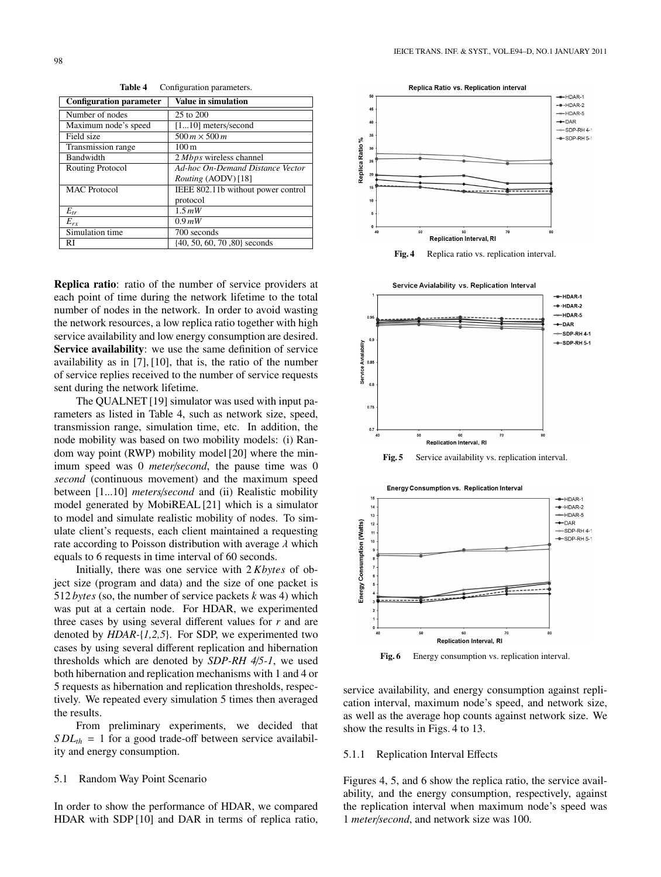**Table 4** Configuration parameters.

| Configuration parameter | Value in simulation |
|---|---|
| Number of nodes | 25 to 200 |
| Maximum node's speed | [1...10] meters/second |
| Field size | $500\,m \times 500\,m$ |
| Transmission range | 100 m |
| Bandwidth | 2 *Mbps* wireless channel |
| Routing Protocol | *Ad-hoc On-Demand Distance Vector Routing* (AODV) [18] |
| MAC Protocol | IEEE 802.11b without power control protocol |
| $E_{tr}$ | 1.5 *mW* |
| $E_{rx}$ | 0.9 *mW* |
| Simulation time | 700 seconds |
| RI | {40, 50, 60, 70 ,80} seconds |

**Replica ratio**: ratio of the number of service providers at each point of time during the network lifetime to the total number of nodes in the network. In order to avoid wasting the network resources, a low replica ratio together with high service availability and low energy consumption are desired.
**Service availability**: we use the same definition of service availability as in [7], [10], that is, the ratio of the number of service replies received to the number of service requests sent during the network lifetime.

The QUALNET [19] simulator was used with input parameters as listed in Table 4, such as network size, speed, transmission range, simulation time, etc. In addition, the node mobility was based on two mobility models: (i) Random way point (RWP) mobility model [20] where the minimum speed was 0 *meter/second*, the pause time was 0 *second* (continuous movement) and the maximum speed between [1...10] *meters/second* and (ii) Realistic mobility model generated by MobiREAL [21] which is a simulator to model and simulate realistic mobility of nodes. To simulate client's requests, each client maintained a requesting rate according to Poisson distribution with average $\lambda$ which equals to 6 requests in time interval of 60 seconds.

Initially, there was one service with 2 *Kbytes* of object size (program and data) and the size of one packet is 512 *bytes* (so, the number of service packets *k* was 4) which was put at a certain node. For HDAR, we experimented three cases by using several different values for *r* and are denoted by *HDAR-{1,2,5}*. For SDP, we experimented two cases by using several different replication and hibernation thresholds which are denoted by *SDP-RH 4/5-1*, we used both hibernation and replication mechanisms with 1 and 4 or 5 requests as hibernation and replication thresholds, respectively. We repeated every simulation 5 times then averaged the results.

From preliminary experiments, we decided that $SDL_{th} = 1$ for a good trade-off between service availability and energy consumption.

### 5.1 Random Way Point Scenario

In order to show the performance of HDAR, we compared HDAR with SDP [10] and DAR in terms of replica ratio, service availability, and energy consumption against replication interval, maximum node's speed, and network size, as well as the average hop counts against network size. We show the results in Figs. 4 to 13.

**Fig. 4** Replica ratio vs. replication interval.

**Fig. 5** Service availability vs. replication interval.

**Fig. 6** Energy consumption vs. replication interval.

#### 5.1.1 Replication Interval Effects

Figures 4, 5, and 6 show the replica ratio, the service availability, and the energy consumption, respectively, against the replication interval when maximum node's speed was 1 *meter/second*, and network size was 100.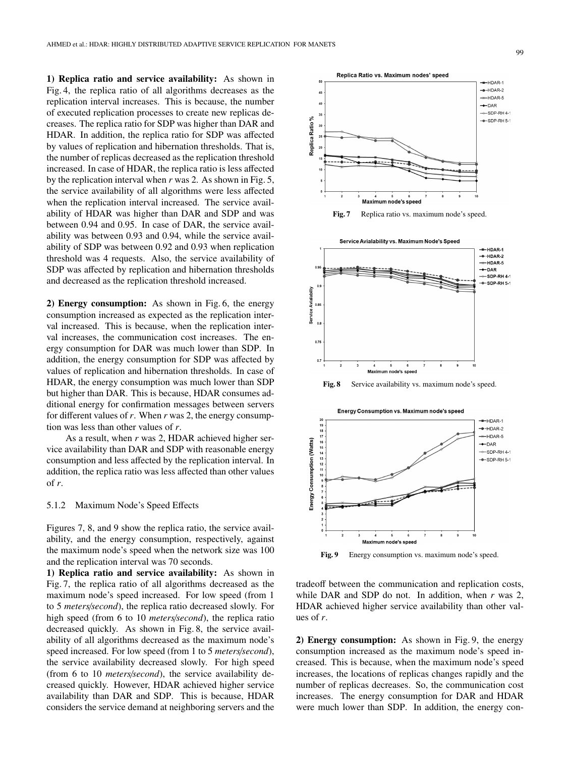**1) Replica ratio and service availability:** As shown in Fig. 4, the replica ratio of all algorithms decreases as the replication interval increases. This is because, the number of executed replication processes to create new replicas decreases. The replica ratio for SDP was higher than DAR and HDAR. In addition, the replica ratio for SDP was affected by values of replication and hibernation thresholds. That is, the number of replicas decreased as the replication threshold increased. In case of HDAR, the replica ratio is less affected by the replication interval when *r* was 2. As shown in Fig. 5, the service availability of all algorithms were less affected when the replication interval increased. The service availability of HDAR was higher than DAR and SDP and was between 0.94 and 0.95. In case of DAR, the service availability was between 0.93 and 0.94, while the service availability of SDP was between 0.92 and 0.93 when replication threshold was 4 requests. Also, the service availability of SDP was affected by replication and hibernation thresholds and decreased as the replication threshold increased.

**2) Energy consumption:** As shown in Fig. 6, the energy consumption increased as expected as the replication interval increased. This is because, when the replication interval increases, the communication cost increases. The energy consumption for DAR was much lower than SDP. In addition, the energy consumption for SDP was affected by values of replication and hibernation thresholds. In case of HDAR, the energy consumption was much lower than SDP but higher than DAR. This is because, HDAR consumes additional energy for confirmation messages between servers for different values of *r*. When *r* was 2, the energy consumption was less than other values of *r*.

As a result, when *r* was 2, HDAR achieved higher service availability than DAR and SDP with reasonable energy consumption and less affected by the replication interval. In addition, the replica ratio was less affected than other values of *r*.

#### 5.1.2 Maximum Node's Speed Effects

Figures 7, 8, and 9 show the replica ratio, the service availability, and the energy consumption, respectively, against the maximum node's speed when the network size was 100 and the replication interval was 70 seconds.

**1) Replica ratio and service availability:** As shown in Fig. 7, the replica ratio of all algorithms decreased as the maximum node's speed increased. For low speed (from 1 to 5 *meters/second*), the replica ratio decreased slowly. For high speed (from 6 to 10 *meters/second*), the replica ratio decreased quickly. As shown in Fig. 8, the service availability of all algorithms decreased as the maximum node's speed increased. For low speed (from 1 to 5 *meters/second*), the service availability decreased slowly. For high speed (from 6 to 10 *meters/second*), the service availability decreased quickly. However, HDAR achieved higher service availability than DAR and SDP. This is because, HDAR considers the service demand at neighboring servers and the tradeoff between the communication and replication costs, while DAR and SDP do not. In addition, when *r* was 2, HDAR achieved higher service availability than other values of *r*.

**2) Energy consumption:** As shown in Fig. 9, the energy consumption increased as the maximum node's speed increased. This is because, when the maximum node's speed increases, the locations of replicas changes rapidly and the number of replicas decreases. So, the communication cost increases. The energy consumption for DAR and HDAR were much lower than SDP. In addition, the energy con-

**Fig. 7** Replica ratio vs. maximum node's speed.

**Fig. 8** Service availability vs. maximum node's speed.

**Fig. 9** Energy consumption vs. maximum node's speed.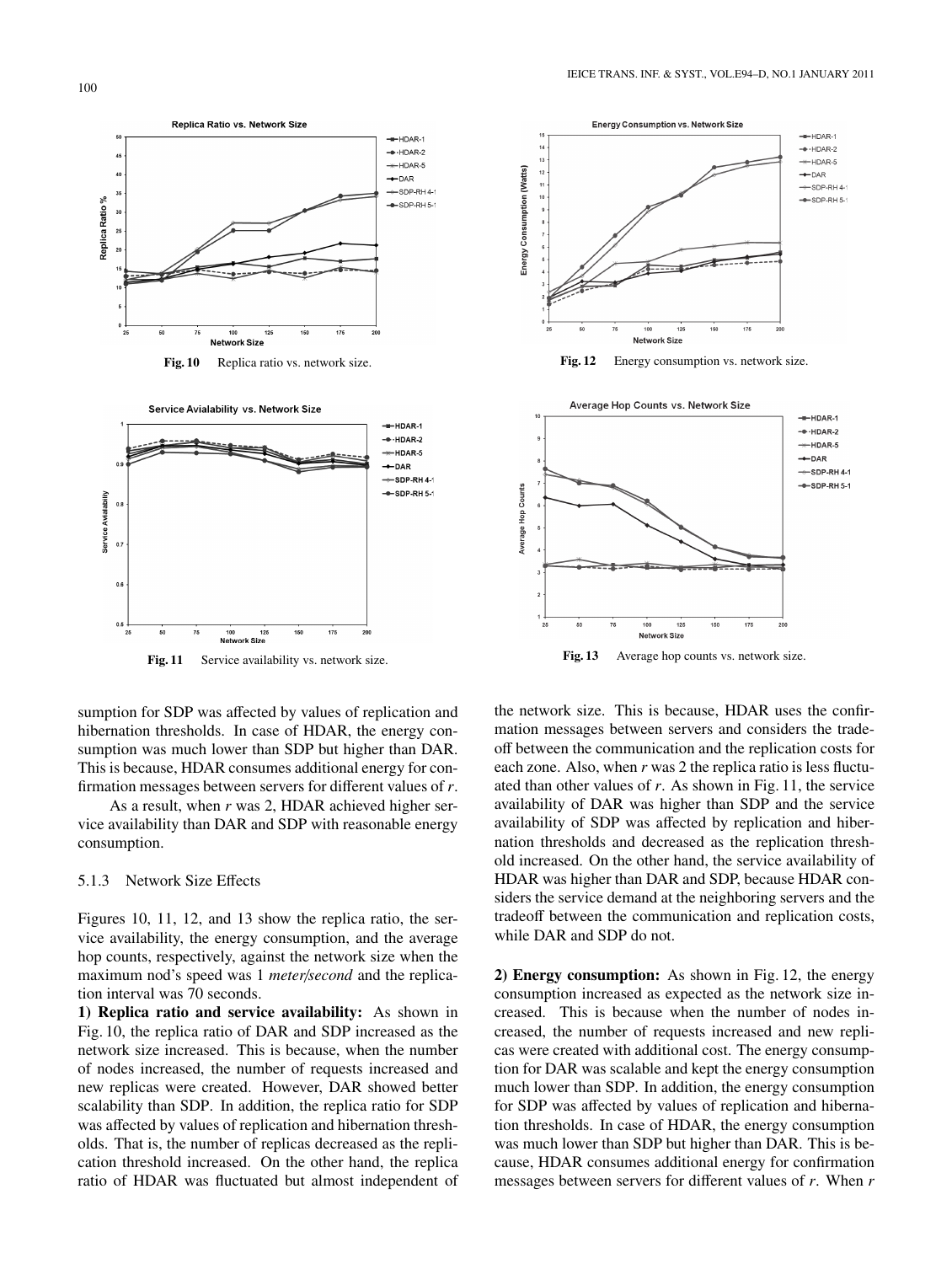Fig. 10 Replica ratio vs. network size.

Fig. 11 Service availability vs. network size.

Fig. 12 Energy consumption vs. network size.

Fig. 13 Average hop counts vs. network size.

sumption for SDP was affected by values of replication and hibernation thresholds. In case of HDAR, the energy consumption was much lower than SDP but higher than DAR. This is because, HDAR consumes additional energy for confirmation messages between servers for different values of $r$.

As a result, when $r$ was 2, HDAR achieved higher service availability than DAR and SDP with reasonable energy consumption.

### 5.1.3 Network Size Effects

Figures 10, 11, 12, and 13 show the replica ratio, the service availability, the energy consumption, and the average hop counts, respectively, against the network size when the maximum nod's speed was 1 *meter/second* and the replication interval was 70 seconds.

**1) Replica ratio and service availability:** As shown in Fig. 10, the replica ratio of DAR and SDP increased as the network size increased. This is because, when the number of nodes increased, the number of requests increased and new replicas were created. However, DAR showed better scalability than SDP. In addition, the replica ratio for SDP was affected by values of replication and hibernation thresholds. That is, the number of replicas decreased as the replication threshold increased. On the other hand, the replica ratio of HDAR was fluctuated but almost independent of the network size. This is because, HDAR uses the confirmation messages between servers and considers the tradeoff between the communication and the replication costs for each zone. Also, when $r$ was 2 the replica ratio is less fluctuated than other values of $r$. As shown in Fig. 11, the service availability of DAR was higher than SDP and the service availability of SDP was affected by replication and hibernation thresholds and decreased as the replication threshold increased. On the other hand, the service availability of HDAR was higher than DAR and SDP, because HDAR considers the service demand at the neighboring servers and the tradeoff between the communication and replication costs, while DAR and SDP do not.

**2) Energy consumption:** As shown in Fig. 12, the energy consumption increased as expected as the network size increased. This is because when the number of nodes increased, the number of requests increased and new replicas were created with additional cost. The energy consumption for DAR was scalable and kept the energy consumption much lower than SDP. In addition, the energy consumption for SDP was affected by values of replication and hibernation thresholds. In case of HDAR, the energy consumption was much lower than SDP but higher than DAR. This is because, HDAR consumes additional energy for confirmation messages between servers for different values of $r$. When $r$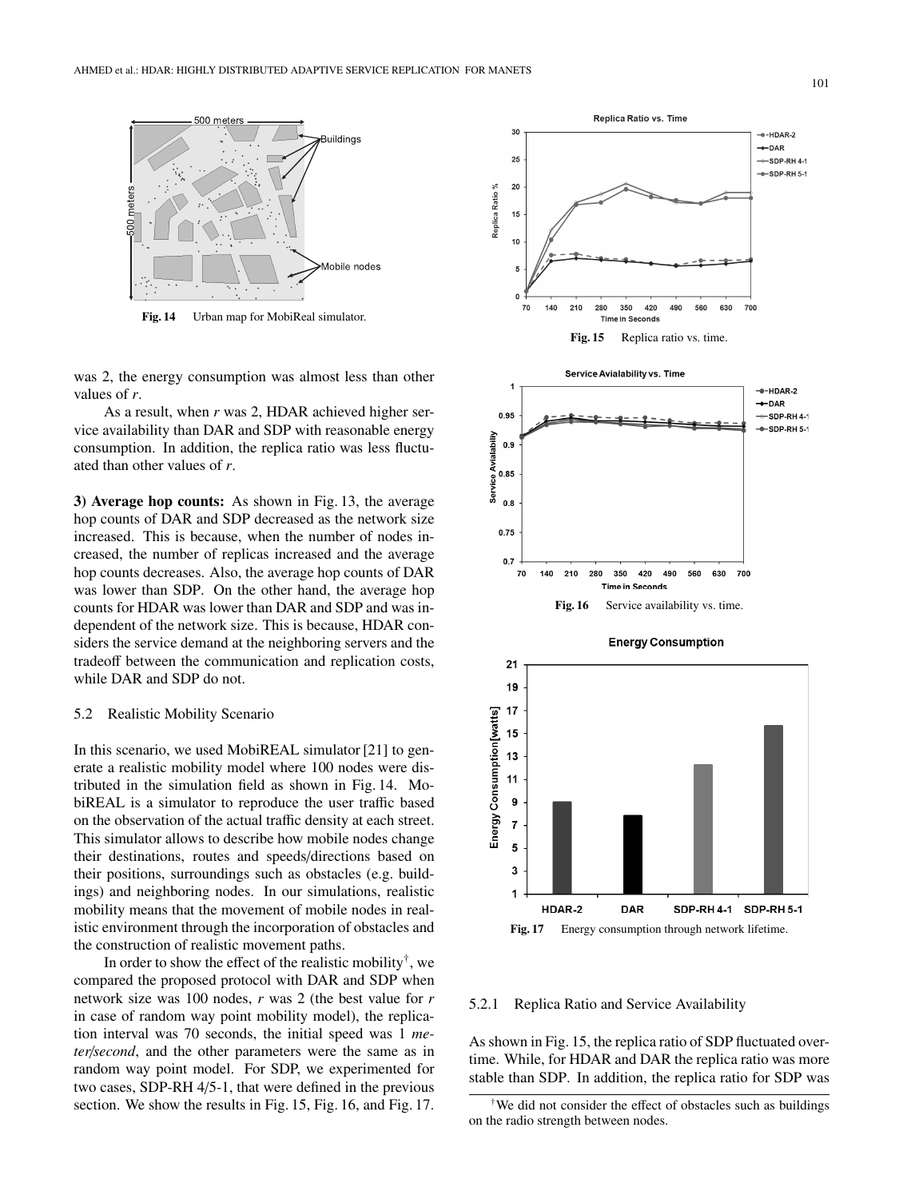Fig. 14 Urban map for MobiReal simulator.

was 2, the energy consumption was almost less than other values of $r$.

As a result, when $r$ was 2, HDAR achieved higher service availability than DAR and SDP with reasonable energy consumption. In addition, the replica ratio was less fluctuated than other values of $r$.

**3) Average hop counts:** As shown in Fig. 13, the average hop counts of DAR and SDP decreased as the network size increased. This is because, when the number of nodes increased, the number of replicas increased and the average hop counts decreases. Also, the average hop counts of DAR was lower than SDP. On the other hand, the average hop counts for HDAR was lower than DAR and SDP and was independent of the network size. This is because, HDAR considers the service demand at the neighboring servers and the tradeoff between the communication and replication costs, while DAR and SDP do not.

### 5.2 Realistic Mobility Scenario

In this scenario, we used MobiREAL simulator [21] to generate a realistic mobility model where 100 nodes were distributed in the simulation field as shown in Fig. 14. MobiREAL is a simulator to reproduce the user traffic based on the observation of the actual traffic density at each street. This simulator allows to describe how mobile nodes change their destinations, routes and speeds/directions based on their positions, surroundings such as obstacles (e.g. buildings) and neighboring nodes. In our simulations, realistic mobility means that the movement of mobile nodes in realistic environment through the incorporation of obstacles and the construction of realistic movement paths.

In order to show the effect of the realistic mobility[†], we compared the proposed protocol with DAR and SDP when network size was 100 nodes, $r$ was 2 (the best value for $r$ in case of random way point mobility model), the replication interval was 70 seconds, the initial speed was 1 *meter/second*, and the other parameters were the same as in random way point model. For SDP, we experimented for two cases, SDP-RH 4/5-1, that were defined in the previous section. We show the results in Fig. 15, Fig. 16, and Fig. 17.

Fig. 15 Replica ratio vs. time.

Fig. 16 Service availability vs. time.

Fig. 17 Energy consumption through network lifetime.

#### 5.2.1 Replica Ratio and Service Availability

As shown in Fig. 15, the replica ratio of SDP fluctuated overtime. While, for HDAR and DAR the replica ratio was more stable than SDP. In addition, the replica ratio for SDP was

[†]We did not consider the effect of obstacles such as buildings on the radio strength between nodes.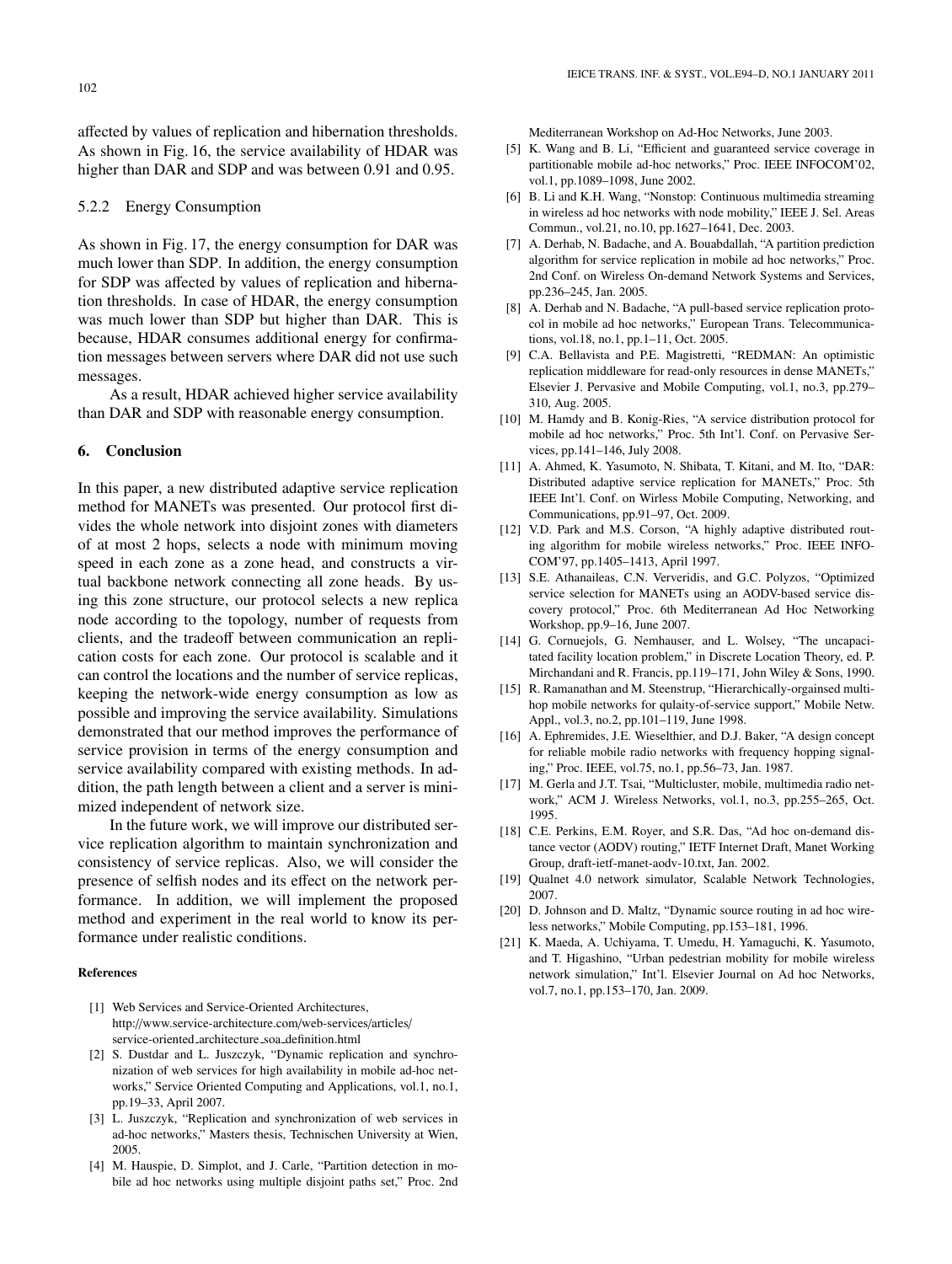affected by values of replication and hibernation thresholds. As shown in Fig. 16, the service availability of HDAR was higher than DAR and SDP and was between 0.91 and 0.95.

### 5.2.2 Energy Consumption

As shown in Fig. 17, the energy consumption for DAR was much lower than SDP. In addition, the energy consumption for SDP was affected by values of replication and hibernation thresholds. In case of HDAR, the energy consumption was much lower than SDP but higher than DAR. This is because, HDAR consumes additional energy for confirmation messages between servers where DAR did not use such messages.

As a result, HDAR achieved higher service availability than DAR and SDP with reasonable energy consumption.

## 6. Conclusion

In this paper, a new distributed adaptive service replication method for MANETs was presented. Our protocol first divides the whole network into disjoint zones with diameters of at most 2 hops, selects a node with minimum moving speed in each zone as a zone head, and constructs a virtual backbone network connecting all zone heads. By using this zone structure, our protocol selects a new replica node according to the topology, number of requests from clients, and the tradeoff between communication an replication costs for each zone. Our protocol is scalable and it can control the locations and the number of service replicas, keeping the network-wide energy consumption as low as possible and improving the service availability. Simulations demonstrated that our method improves the performance of service provision in terms of the energy consumption and service availability compared with existing methods. In addition, the path length between a client and a server is minimized independent of network size.

In the future work, we will improve our distributed service replication algorithm to maintain synchronization and consistency of service replicas. Also, we will consider the presence of selfish nodes and its effect on the network performance. In addition, we will implement the proposed method and experiment in the real world to know its performance under realistic conditions.

### References

[1] Web Services and Service-Oriented Architectures, http://www.service-architecture.com/web-services/articles/service-oriented_architecture_soa_definition.html

[2] S. Dustdar and L. Juszczyk, "Dynamic replication and synchronization of web services for high availability in mobile ad-hoc networks," Service Oriented Computing and Applications, vol.1, no.1, pp.19–33, April 2007.

[3] L. Juszczyk, "Replication and synchronization of web services in ad-hoc networks," Masters thesis, Technischen University at Wien, 2005.

[4] M. Hauspie, D. Simplot, and J. Carle, "Partition detection in mobile ad hoc networks using multiple disjoint paths set," Proc. 2nd Mediterranean Workshop on Ad-Hoc Networks, June 2003.

[5] K. Wang and B. Li, "Efficient and guaranteed service coverage in partitionable mobile ad-hoc networks," Proc. IEEE INFOCOM'02, vol.1, pp.1089–1098, June 2002.

[6] B. Li and K.H. Wang, "Nonstop: Continuous multimedia streaming in wireless ad hoc networks with node mobility," IEEE J. Sel. Areas Commun., vol.21, no.10, pp.1627–1641, Dec. 2003.

[7] A. Derhab, N. Badache, and A. Bouabdallah, "A partition prediction algorithm for service replication in mobile ad hoc networks," Proc. 2nd Conf. on Wireless On-demand Network Systems and Services, pp.236–245, Jan. 2005.

[8] A. Derhab and N. Badache, "A pull-based service replication protocol in mobile ad hoc networks," European Trans. Telecommunications, vol.18, no.1, pp.1–11, Oct. 2005.

[9] C.A. Bellavista and P.E. Magistretti, "REDMAN: An optimistic replication middleware for read-only resources in dense MANETs," Elsevier J. Pervasive and Mobile Computing, vol.1, no.3, pp.279–310, Aug. 2005.

[10] M. Hamdy and B. Konig-Ries, "A service distribution protocol for mobile ad hoc networks," Proc. 5th Int'l. Conf. on Pervasive Services, pp.141–146, July 2008.

[11] A. Ahmed, K. Yasumoto, N. Shibata, T. Kitani, and M. Ito, "DAR: Distributed adaptive service replication for MANETs," Proc. 5th IEEE Int'l. Conf. on Wirless Mobile Computing, Networking, and Communications, pp.91–97, Oct. 2009.

[12] V.D. Park and M.S. Corson, "A highly adaptive distributed routing algorithm for mobile wireless networks," Proc. IEEE INFOCOM'97, pp.1405–1413, April 1997.

[13] S.E. Athanaileas, C.N. Ververidis, and G.C. Polyzos, "Optimized service selection for MANETs using an AODV-based service discovery protocol," Proc. 6th Mediterranean Ad Hoc Networking Workshop, pp.9–16, June 2007.

[14] G. Cornuejols, G. Nemhauser, and L. Wolsey, "The uncapacitated facility location problem," in Discrete Location Theory, ed. P. Mirchandani and R. Francis, pp.119–171, John Wiley & Sons, 1990.

[15] R. Ramanathan and M. Steenstrup, "Hierarchically-orgainsed multihop mobile networks for qulaity-of-service support," Mobile Netw. Appl., vol.3, no.2, pp.101–119, June 1998.

[16] A. Ephremides, J.E. Wieselthier, and D.J. Baker, "A design concept for reliable mobile radio networks with frequency hopping signaling," Proc. IEEE, vol.75, no.1, pp.56–73, Jan. 1987.

[17] M. Gerla and J.T. Tsai, "Multicluster, mobile, multimedia radio network," ACM J. Wireless Networks, vol.1, no.3, pp.255–265, Oct. 1995.

[18] C.E. Perkins, E.M. Royer, and S.R. Das, "Ad hoc on-demand distance vector (AODV) routing," IETF Internet Draft, Manet Working Group, draft-ietf-manet-aodv-10.txt, Jan. 2002.

[19] Qualnet 4.0 network simulator, Scalable Network Technologies, 2007.

[20] D. Johnson and D. Maltz, "Dynamic source routing in ad hoc wireless networks," Mobile Computing, pp.153–181, 1996.

[21] K. Maeda, A. Uchiyama, T. Umedu, H. Yamaguchi, K. Yasumoto, and T. Higashino, "Urban pedestrian mobility for mobile wireless network simulation," Int'l. Elsevier Journal on Ad hoc Networks, vol.7, no.1, pp.153–170, Jan. 2009.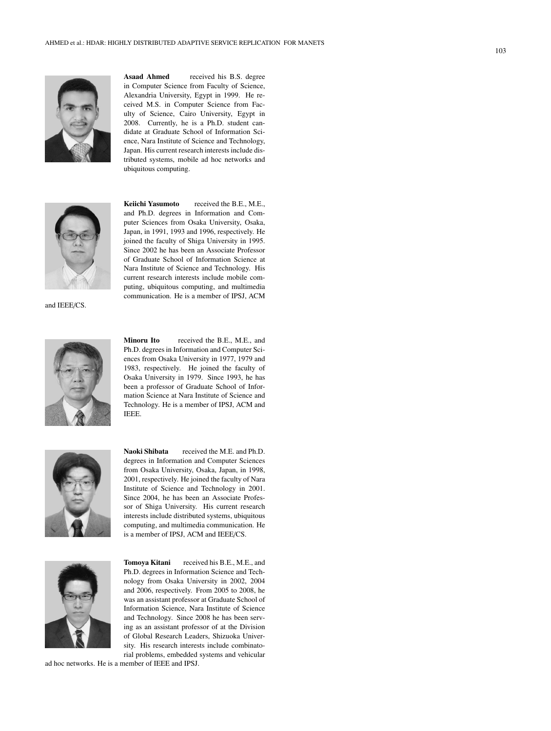**Asaad Ahmed** received his B.S. degree in Computer Science from Faculty of Science, Alexandria University, Egypt in 1999. He received M.S. in Computer Science from Faculty of Science, Cairo University, Egypt in 2008. Currently, he is a Ph.D. student candidate at Graduate School of Information Science, Nara Institute of Science and Technology, Japan. His current research interests include distributed systems, mobile ad hoc networks and ubiquitous computing.

**Keiichi Yasumoto** received the B.E., M.E., and Ph.D. degrees in Information and Computer Sciences from Osaka University, Osaka, Japan, in 1991, 1993 and 1996, respectively. He joined the faculty of Shiga University in 1995. Since 2002 he has been an Associate Professor of Graduate School of Information Science at Nara Institute of Science and Technology. His current research interests include mobile computing, ubiquitous computing, and multimedia communication. He is a member of IPSJ, ACM and IEEE/CS.

**Minoru Ito** received the B.E., M.E., and Ph.D. degrees in Information and Computer Sciences from Osaka University in 1977, 1979 and 1983, respectively. He joined the faculty of Osaka University in 1979. Since 1993, he has been a professor of Graduate School of Information Science at Nara Institute of Science and Technology. He is a member of IPSJ, ACM and IEEE.

**Naoki Shibata** received the M.E. and Ph.D. degrees in Information and Computer Sciences from Osaka University, Osaka, Japan, in 1998, 2001, respectively. He joined the faculty of Nara Institute of Science and Technology in 2001. Since 2004, he has been an Associate Professor of Shiga University. His current research interests include distributed systems, ubiquitous computing, and multimedia communication. He is a member of IPSJ, ACM and IEEE/CS.

**Tomoya Kitani** received his B.E., M.E., and Ph.D. degrees in Information Science and Technology from Osaka University in 2002, 2004 and 2006, respectively. From 2005 to 2008, he was an assistant professor at Graduate School of Information Science, Nara Institute of Science and Technology. Since 2008 he has been serving as an assistant professor of at the Division of Global Research Leaders, Shizuoka University. His research interests include combinatorial problems, embedded systems and vehicular ad hoc networks. He is a member of IEEE and IPSJ.